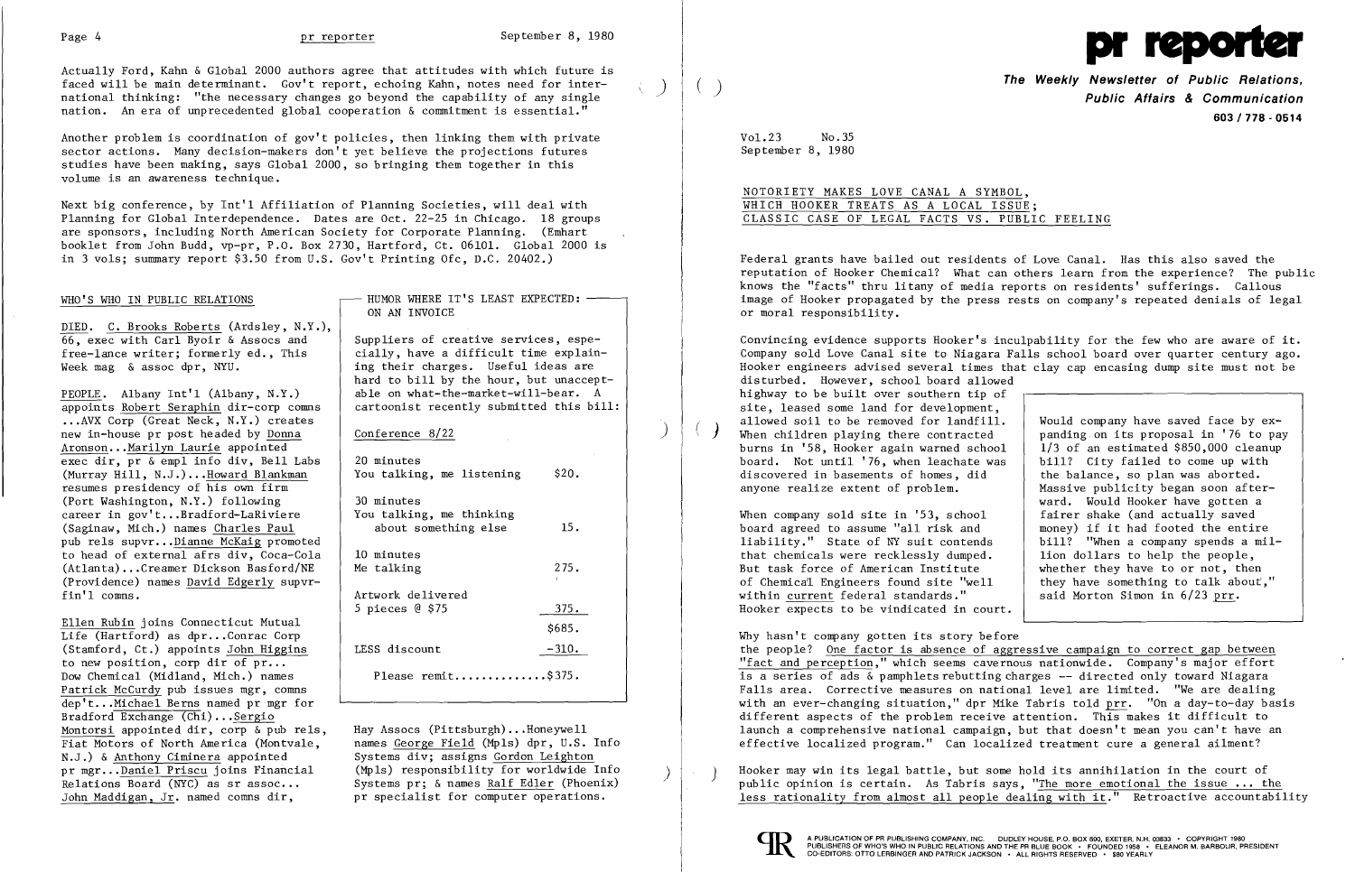Actually Ford, Kahn & Global 2000 authors agree that attitudes with which future is faced will be main determinant. Gov't report, echoing Kahn, notes need for international thinking: "the necessary changes go beyond the capability of any single nation. An era of unprecedented global cooperation & commitment is essential."

Another problem is coordination of gov't policies, then linking them with private sector actions. Many decision-makers don't yet believe the projections futures studies have been making, says Global 2000, so bringing them together in this volume is an awareness technique.

Next big conference, by Int'l Affiliation of Planning Societies, will deal with Planning for Global Interdependence. Dates are Oct. 22-25 in Chicago. 18 groups are sponsors, including North American Society for Corporate Planning. (Emhart booklet from John Budd, vp-pr, P.O. Box 2730, Hartford, Ct. 06101. Global 2000 is in 3 vols; summary report $3.50 from U.S. Gov't Printing Ofc, D.C. 20402.)

## WHO'S WHO IN PUBLIC RELATIONS

DIED. C. Brooks Roberts (Ardsley, N.Y.), 66, exec with Carl Byoir & Assocs and free-lance writer; formerly ed., This Week mag & assoc dpr, NYU.

PEOPLE. Albany Int'l (Albany, N.Y.) appoints Robert Seraphin dir-corp comns ...AVX Corp (Great Neck, N.Y.) creates new in-house pr post headed by Donna Aronson...Marilyn Laurie appointed exec dir, pr & empl info div, Bell Labs (Murray Hill, N.J.)...Howard Blankman resumes presidency of his own firm (Port Washington, N.Y.) following career in gov't...Bradford-LaRiviere (Saginaw, Mich.) names Charles Paul pub rels supvr...Dianne McKaig promoted to head of external afrs div, Coca-Cola (Atlanta)...Creamer Dickson Basford/NE (Providence) names David Edgerly supvr-fin'l comns.

Ellen Rubin joins Connecticut Mutual Life (Hartford) as dpr...Conrac Corp (Stamford, Ct.) appoints John Higgins to new position, corp dir of pr... Dow Chemical (Midland, Mich.) names Patrick McCurdy pub issues mgr, comns dep't...Michael Berns named pr mgr for Bradford Exchange (Chi)...Sergio Montorsi appointed dir, corp & pub rels, Fiat Motors of North America (Montvale, N.J.) & Anthony Ciminera appointed pr mgr...Daniel Priscu joins Financial Relations Board (NYC) as sr assoc... John Maddigan, Jr. named comns dir, Hay Assocs (Pittsburgh)...Honeywell names George Field (Mpls) dpr, U.S. Info Systems div; assigns Gordon Leighton (Mpls) responsibility for worldwide Info Systems pr; & names Ralf Edler (Phoenix) pr specialist for computer operations.

### HUMOR WHERE IT'S LEAST EXPECTED: ON AN INVOICE

Suppliers of creative services, especially, have a difficult time explaining their charges. Useful ideas are hard to bill by the hour, but unacceptable on what-the-market-will-bear. A cartoonist recently submitted this bill:

Conference 8/22

| | |
|---|---|
| 20 minutes<br>You talking, me listening | $20. |
| 30 minutes<br>You talking, me thinking about something else | 15. |
| 10 minutes<br>Me talking | 275. |
| Artwork delivered<br>5 pieces @ $75 | 375. |
| | $685. |
| LESS discount | -310. |
| Please remit.............. | $375. |

---

# pr reporter

**The Weekly Newsletter of Public Relations, Public Affairs & Communication**

603 / 778 - 0514

Vol.23 No.35
September 8, 1980

## NOTORIETY MAKES LOVE CANAL A SYMBOL, WHICH HOOKER TREATS AS A LOCAL ISSUE; CLASSIC CASE OF LEGAL FACTS VS. PUBLIC FEELING

Federal grants have bailed out residents of Love Canal. Has this also saved the reputation of Hooker Chemical? What can others learn from the experience? The public knows the "facts" thru litany of media reports on residents' sufferings. Callous image of Hooker propagated by the press rests on company's repeated denials of legal or moral responsibility.

Convincing evidence supports Hooker's inculpability for the few who are aware of it. Company sold Love Canal site to Niagara Falls school board over quarter century ago. Hooker engineers advised several times that clay cap encasing dump site must not be disturbed. However, school board allowed highway to be built over southern tip of site, leased some land for development, allowed soil to be removed for landfill. When children playing there contracted burns in '58, Hooker again warned school board. Not until '76, when leachate was discovered in basements of homes, did anyone realize extent of problem.

When company sold site in '53, school board agreed to assume "all risk and liability." State of NY suit contends that chemicals were recklessly dumped. But task force of American Institute of Chemical Engineers found site "well within current federal standards." Hooker expects to be vindicated in court.

> Would company have saved face by expanding on its proposal in '76 to pay 1/3 of an estimated $850,000 cleanup bill? City failed to come up with the balance, so plan was aborted. Massive publicity began soon afterward. Would Hooker have gotten a fairer shake (and actually saved money) if it had footed the entire bill? "When a company spends a million dollars to help the people, whether they have to or not, then they have something to talk about," said Morton Simon in 6/23 prr.

Why hasn't company gotten its story before the people? One factor is absence of aggressive campaign to correct gap between "fact and perception," which seems cavernous nationwide. Company's major effort is a series of ads & pamphlets rebutting charges -- directed only toward Niagara Falls area. Corrective measures on national level are limited. "We are dealing with an ever-changing situation," dpr Mike Tabris told prr. "On a day-to-day basis different aspects of the problem receive attention. This makes it difficult to launch a comprehensive national campaign, but that doesn't mean you can't have an effective localized program." Can localized treatment cure a general ailment?

Hooker may win its legal battle, but some hold its annihilation in the court of public opinion is certain. As Tabris says, "The more emotional the issue ... the less rationality from almost all people dealing with it." Retroactive accountability

A PUBLICATION OF PR PUBLISHING COMPANY, INC. DUDLEY HOUSE, P.O. BOX 600, EXETER, N.H. 03833 • COPYRIGHT 1980 PUBLISHERS OF WHO'S WHO IN PUBLIC RELATIONS AND THE PR BLUE BOOK • FOUNDED 1958 • ELEANOR M. BARBOUR, PRESIDENT CO-EDITORS: OTTO LERBINGER AND PATRICK JACKSON • ALL RIGHTS RESERVED • $80 YEARLY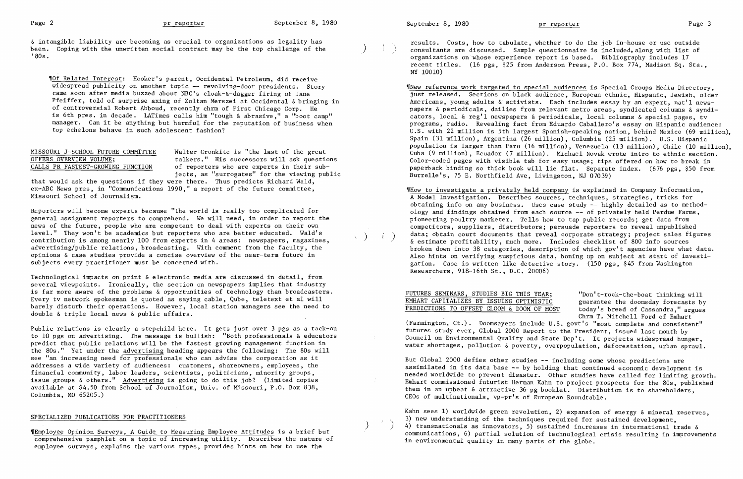& intangible liability are becoming as crucial to organizations as legality has been. Coping with the unwritten social contract may be the top challenge of the '80s.

¶Of Related Interest: Hooker's parent, Occidental Petroleum, did receive widespread publicity on another topic -- revolving-door presidents. Story came soon after media buzzed about NBC's cloak-&-dagger firing of Jane Pfeiffer, told of surprise axing of Zoltan Merszei at Occidental & bringing in of controversial Robert Abboud, recently chrm of First Chicago Corp. He is 6th pres. in decade. LATimes calls him "tough & abrasive," a "boot camp" manager. Can it be anything but harmful for the reputation of business when top echelons behave in such adolescent fashion?

## MISSOURI J-SCHOOL FUTURE COMMITTEE OFFERS OVERVIEW VOLUME; CALLS PR FASTEST-GROWING FUNCTION

Walter Cronkite is "the last of the great talkers." His successors will ask questions of reporters who are experts in their subjects, as "surrogates" for the viewing public that would ask the questions if they were there. Thus predicts Richard Wald, ex-ABC News pres, in "Communications 1990," a report of the future committee, Missouri School of Journalism.

Reporters will become experts because "the world is really too complicated for general assignment reporters to comprehend. We will need, in order to report the news of the future, people who are competent to deal with experts on their own level." They won't be academics but reporters who are better educated. Wald's contribution is among nearly 100 from experts in 4 areas: newspapers, magazines, advertising/public relations, broadcasting. With comment from the faculty, the opinions & case studies provide a concise overview of the near-term future in subjects every practitioner must be concerned with.

Technological impacts on print & electronic media are discussed in detail, from several viewpoints. Ironically, the section on newspapers implies that industry is far more aware of the problems & opportunities of technology than broadcasters. Every tv network spokesman is quoted as saying cable, Qube, teletext et al will barely disturb their operations. However, local station managers see the need to double & triple local news & public affairs.

Public relations is clearly a stepchild here. It gets just over 3 pgs as a tack-on to 10 pgs on advertising. The message is bullish: "Both professionals & educators predict that public relations will be the fastest growing management function in the 80s." Yet under the advertising heading appears the following: The 80s will see "an increasing need for professionals who can advise the corporation as it addresses a wide variety of audiences: customers, shareowners, employees, the financial community, labor leaders, scientists, politicians, minority groups, issue groups & others." Advertising is going to do this job? (Limited copies available at $4.50 from School of Journalism, Univ. of Missouri, P.O. Box 838, Columbia, MO 65205.)

## SPECIALIZED PUBLICATIONS FOR PRACTITIONERS

¶Employee Opinion Surveys, A Guide to Measuring Employee Attitudes is a brief but comprehensive pamphlet on a topic of increasing utility. Describes the nature of employee surveys, explains the various types, provides hints on how to use the results. Costs, how to tabulate, whether to do the job in-house or use outside consultants are discussed. Sample questionnaire is included, along with list of organizations on whose experience report is based. Bibliography includes 17 recent titles. (16 pgs, $25 from Anderson Press, P.O. Box 774, Madison Sq. Sta., NY 10010)

¶New reference work targeted to special audiences is Special Groups Media Directory, just released. Sections on black audience, European ethnic, Hispanic, Jewish, older Americans, young adults & activists. Each includes essay by an expert, nat'l newspapers & periodicals, dailies from relevant metro areas, syndicated columns & syndicators, local & reg'l newspapers & periodicals, local columns & special pages, tv programs, radio. Revealing fact from Eduardo Caballero's essay on Hispanic audience: U.S. with 22 million is 5th largest Spanish-speaking nation, behind Mexico (69 million), Spain (31 million), Argentina (26 million), Columbia (25 million). U.S. Hispanic population is larger than Peru (16 million), Venezuela (13 million), Chile (10 million), Cuba (9 million), Ecuador (7 million). Michael Novak wrote intro to ethnic section. Color-coded pages with visible tab for easy usage; tips offered on how to break in paperback binding so thick book will lie flat. Separate index. (676 pgs, $50 from Burrelle's, 75 E. Northfield Ave, Livingston, NJ 07039)

¶How to investigate a privately held company is explained in Company Information, A Model Investigation. Describes sources, techniques, strategies, tricks for obtaining info on any business. Uses case study -- highly detailed as to methodology and findings obtained from each source -- of privately held Perdue Farms, pioneering poultry marketer. Tells how to tap public records; get data from competitors, suppliers, distributors; persuade reporters to reveal unpublished data; obtain court documents that reveal corporate strategy; project sales figures & estimate profitability, much more. Includes checklist of 800 info sources broken down into 38 categories, description of which gov't agencies have what data. Also hints on verifying suspicious data, boning up on subject at start of investigation. Case is written like detective story. (150 pgs, $45 from Washington Researchers, 918-16th St., D.C. 20006)

## FUTURES SEMINARS, STUDIES BIG THIS YEAR; EMHART CAPITALIZES BY ISSUING OPTIMISTIC PREDICTIONS TO OFFSET GLOOM & DOOM OF MOST

"Don't-rock-the-boat thinking will guarantee the doomsday forecasts by today's breed of Cassandra," argues Chrm T. Mitchell Ford of Emhart (Farmington, Ct.). Doomsayers include U.S. gov't's "most complete and consistent" futures study ever, Global 2000 Report to the President, issued last month by Council on Environmental Quality and State Dep't. It projects widespread hunger, water shortages, pollution & poverty, overpopulation, deforestation, urban sprawl.

But Global 2000 defies other studies -- including some whose predictions are assimilated in its data base -- by holding that continued economic development is needed worldwide to prevent disaster. Other studies have called for limiting growth. Emhart commissioned futurist Herman Kahn to project prospects for the 80s, published them in an upbeat & attractive 36-pg booklet. Distribution is to shareholders, CEOs of multinationals, vp-pr's of European Roundtable.

Kahn sees 1) worldwide green revolution, 2) expansion of energy & mineral reserves, 3) new understanding of the techniques required for sustained development, 4) transnationals as innovators, 5) sustained increases in international trade & communications, 6) partial solution of technological crisis resulting in improvements in environmental quality in many parts of the globe.